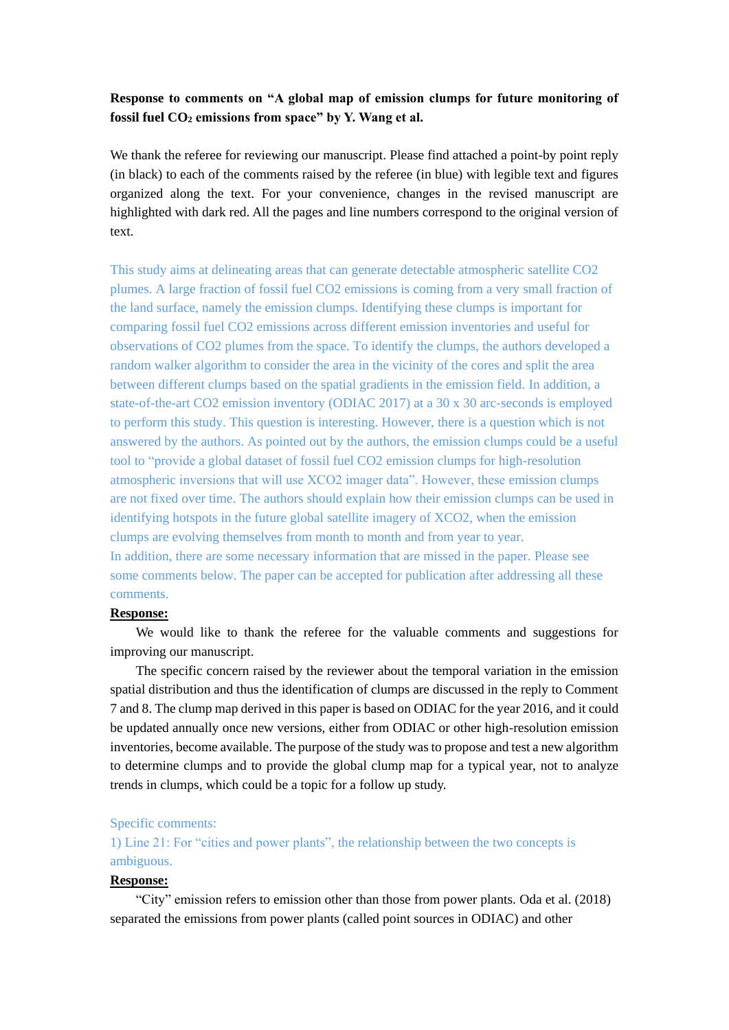**Response to comments on "A global map of emission clumps for future monitoring of fossil fuel $CO_2$ emissions from space" by Y. Wang et al.**

We thank the referee for reviewing our manuscript. Please find attached a point-by point reply (in black) to each of the comments raised by the referee (in blue) with legible text and figures organized along the text. For your convenience, changes in the revised manuscript are highlighted with dark red. All the pages and line numbers correspond to the original version of text.

This study aims at delineating areas that can generate detectable atmospheric satellite CO2 plumes. A large fraction of fossil fuel CO2 emissions is coming from a very small fraction of the land surface, namely the emission clumps. Identifying these clumps is important for comparing fossil fuel CO2 emissions across different emission inventories and useful for observations of CO2 plumes from the space. To identify the clumps, the authors developed a random walker algorithm to consider the area in the vicinity of the cores and split the area between different clumps based on the spatial gradients in the emission field. In addition, a state-of-the-art CO2 emission inventory (ODIAC 2017) at a 30 x 30 arc-seconds is employed to perform this study. This question is interesting. However, there is a question which is not answered by the authors. As pointed out by the authors, the emission clumps could be a useful tool to "provide a global dataset of fossil fuel CO2 emission clumps for high-resolution atmospheric inversions that will use XCO2 imager data". However, these emission clumps are not fixed over time. The authors should explain how their emission clumps can be used in identifying hotspots in the future global satellite imagery of XCO2, when the emission clumps are evolving themselves from month to month and from year to year.

In addition, there are some necessary information that are missed in the paper. Please see some comments below. The paper can be accepted for publication after addressing all these comments.

**Response:**

We would like to thank the referee for the valuable comments and suggestions for improving our manuscript.

The specific concern raised by the reviewer about the temporal variation in the emission spatial distribution and thus the identification of clumps are discussed in the reply to Comment 7 and 8. The clump map derived in this paper is based on ODIAC for the year 2016, and it could be updated annually once new versions, either from ODIAC or other high-resolution emission inventories, become available. The purpose of the study was to propose and test a new algorithm to determine clumps and to provide the global clump map for a typical year, not to analyze trends in clumps, which could be a topic for a follow up study.

Specific comments:

1) Line 21: For "cities and power plants", the relationship between the two concepts is ambiguous.

**Response:**

"City" emission refers to emission other than those from power plants. Oda et al. (2018) separated the emissions from power plants (called point sources in ODIAC) and other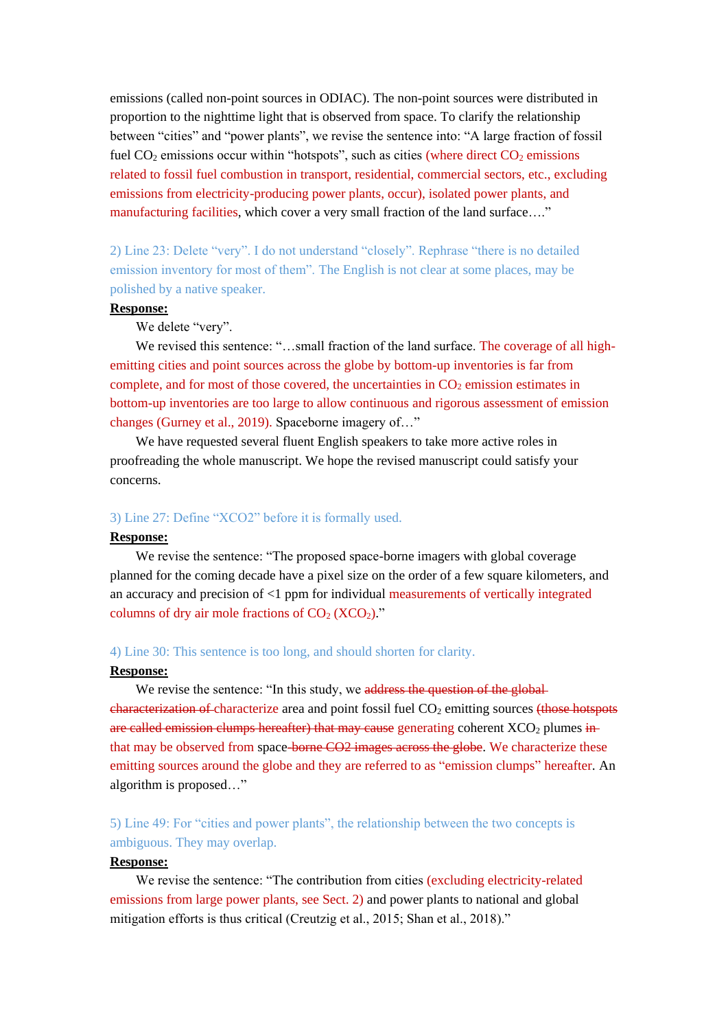emissions (called non-point sources in ODIAC). The non-point sources were distributed in proportion to the nighttime light that is observed from space. To clarify the relationship between "cities" and "power plants", we revise the sentence into: "A large fraction of fossil fuel $CO_2$ emissions occur within "hotspots", such as cities (where direct $CO_2$ emissions related to fossil fuel combustion in transport, residential, commercial sectors, etc., excluding emissions from electricity-producing power plants, occur), isolated power plants, and manufacturing facilities, which cover a very small fraction of the land surface…."

2) Line 23: Delete "very". I do not understand "closely". Rephrase "there is no detailed emission inventory for most of them". The English is not clear at some places, may be polished by a native speaker.

**Response:**

We delete "very".

We revised this sentence: "…small fraction of the land surface. The coverage of all high-emitting cities and point sources across the globe by bottom-up inventories is far from complete, and for most of those covered, the uncertainties in $CO_2$ emission estimates in bottom-up inventories are too large to allow continuous and rigorous assessment of emission changes (Gurney et al., 2019). Spaceborne imagery of…"

We have requested several fluent English speakers to take more active roles in proofreading the whole manuscript. We hope the revised manuscript could satisfy your concerns.

3) Line 27: Define "XCO2" before it is formally used.

**Response:**

We revise the sentence: "The proposed space-borne imagers with global coverage planned for the coming decade have a pixel size on the order of a few square kilometers, and an accuracy and precision of <1 ppm for individual measurements of vertically integrated columns of dry air mole fractions of $CO_2$ ($XCO_2$)."

4) Line 30: This sentence is too long, and should shorten for clarity.

**Response:**

We revise the sentence: "In this study, we ~~address the question of the global characterization of~~ characterize area and point fossil fuel $CO_2$ emitting sources ~~(those hotspots are called emission clumps hereafter) that may cause~~ generating coherent $XCO_2$ plumes ~~in~~ that may be observed from space~~-borne CO2 images across the globe~~. We characterize these emitting sources around the globe and they are referred to as "emission clumps" hereafter. An algorithm is proposed…"

5) Line 49: For "cities and power plants", the relationship between the two concepts is ambiguous. They may overlap.

**Response:**

We revise the sentence: "The contribution from cities (excluding electricity-related emissions from large power plants, see Sect. 2) and power plants to national and global mitigation efforts is thus critical (Creutzig et al., 2015; Shan et al., 2018)."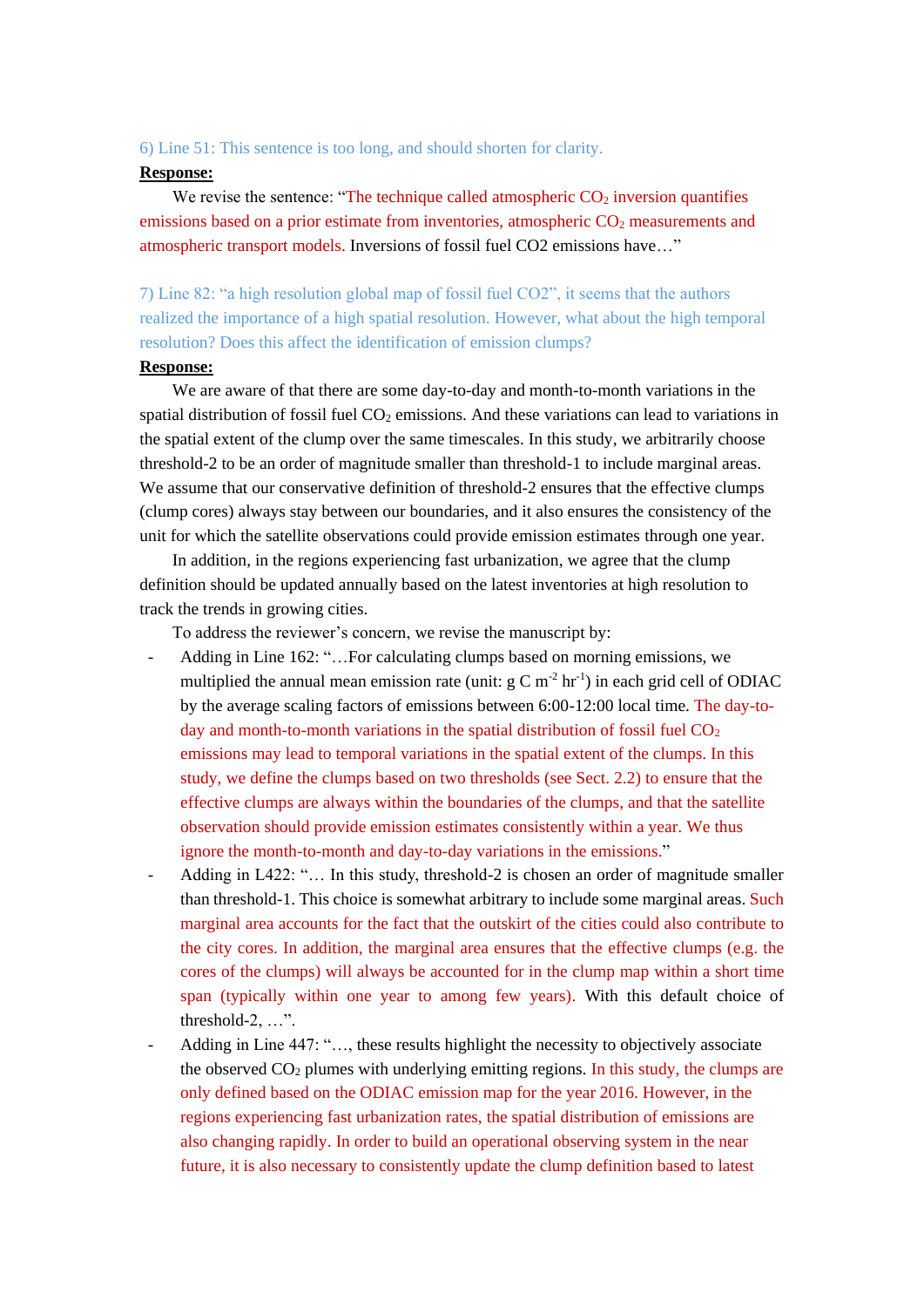6) Line 51: This sentence is too long, and should shorten for clarity.

**Response:**

We revise the sentence: "The technique called atmospheric $CO_2$ inversion quantifies emissions based on a prior estimate from inventories, atmospheric $CO_2$ measurements and atmospheric transport models. Inversions of fossil fuel CO2 emissions have…"

7) Line 82: "a high resolution global map of fossil fuel CO2", it seems that the authors realized the importance of a high spatial resolution. However, what about the high temporal resolution? Does this affect the identification of emission clumps?

**Response:**

We are aware of that there are some day-to-day and month-to-month variations in the spatial distribution of fossil fuel $CO_2$ emissions. And these variations can lead to variations in the spatial extent of the clump over the same timescales. In this study, we arbitrarily choose threshold-2 to be an order of magnitude smaller than threshold-1 to include marginal areas. We assume that our conservative definition of threshold-2 ensures that the effective clumps (clump cores) always stay between our boundaries, and it also ensures the consistency of the unit for which the satellite observations could provide emission estimates through one year.

In addition, in the regions experiencing fast urbanization, we agree that the clump definition should be updated annually based on the latest inventories at high resolution to track the trends in growing cities.

To address the reviewer's concern, we revise the manuscript by:

- Adding in Line 162: "…For calculating clumps based on morning emissions, we multiplied the annual mean emission rate (unit: g C $m^{-2}$ $hr^{-1}$) in each grid cell of ODIAC by the average scaling factors of emissions between 6:00-12:00 local time. The day-to-day and month-to-month variations in the spatial distribution of fossil fuel $CO_2$ emissions may lead to temporal variations in the spatial extent of the clumps. In this study, we define the clumps based on two thresholds (see Sect. 2.2) to ensure that the effective clumps are always within the boundaries of the clumps, and that the satellite observation should provide emission estimates consistently within a year. We thus ignore the month-to-month and day-to-day variations in the emissions."
- Adding in L422: "… In this study, threshold-2 is chosen an order of magnitude smaller than threshold-1. This choice is somewhat arbitrary to include some marginal areas. Such marginal area accounts for the fact that the outskirt of the cities could also contribute to the city cores. In addition, the marginal area ensures that the effective clumps (e.g. the cores of the clumps) will always be accounted for in the clump map within a short time span (typically within one year to among few years). With this default choice of threshold-2, …".
- Adding in Line 447: "…, these results highlight the necessity to objectively associate the observed $CO_2$ plumes with underlying emitting regions. In this study, the clumps are only defined based on the ODIAC emission map for the year 2016. However, in the regions experiencing fast urbanization rates, the spatial distribution of emissions are also changing rapidly. In order to build an operational observing system in the near future, it is also necessary to consistently update the clump definition based to latest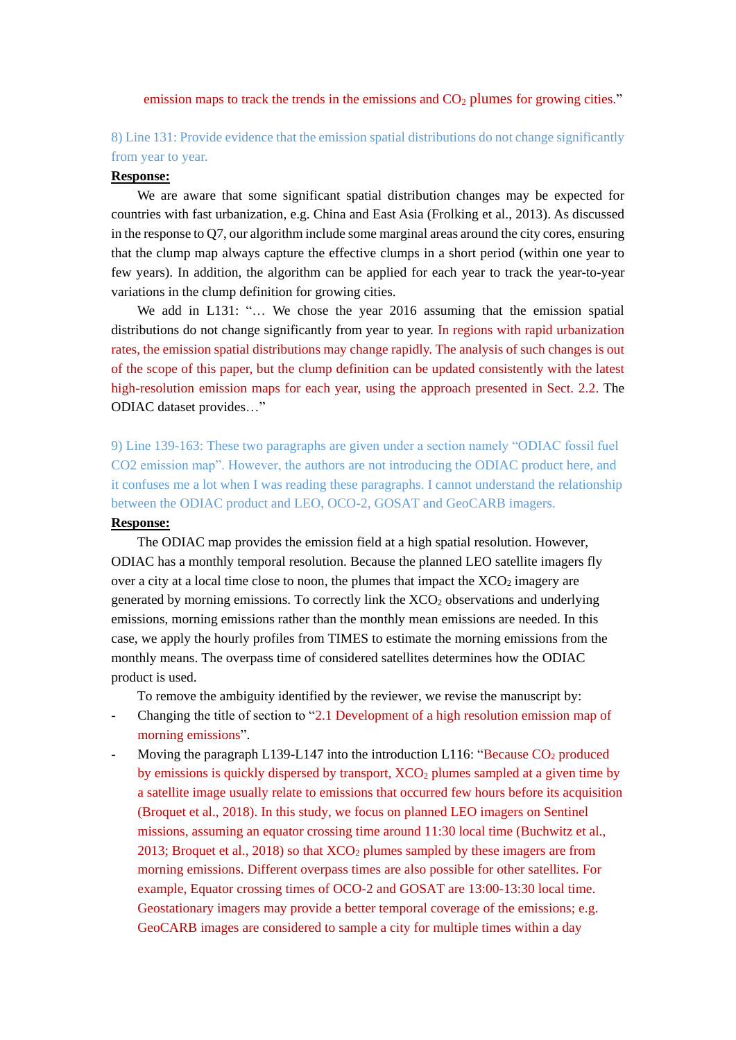emission maps to track the trends in the emissions and $CO_2$ plumes for growing cities."

8) Line 131: Provide evidence that the emission spatial distributions do not change significantly from year to year.

**Response:**

We are aware that some significant spatial distribution changes may be expected for countries with fast urbanization, e.g. China and East Asia (Frolking et al., 2013). As discussed in the response to Q7, our algorithm include some marginal areas around the city cores, ensuring that the clump map always capture the effective clumps in a short period (within one year to few years). In addition, the algorithm can be applied for each year to track the year-to-year variations in the clump definition for growing cities.

We add in L131: "… We chose the year 2016 assuming that the emission spatial distributions do not change significantly from year to year. In regions with rapid urbanization rates, the emission spatial distributions may change rapidly. The analysis of such changes is out of the scope of this paper, but the clump definition can be updated consistently with the latest high-resolution emission maps for each year, using the approach presented in Sect. 2.2. The ODIAC dataset provides…"

9) Line 139-163: These two paragraphs are given under a section namely "ODIAC fossil fuel CO2 emission map". However, the authors are not introducing the ODIAC product here, and it confuses me a lot when I was reading these paragraphs. I cannot understand the relationship between the ODIAC product and LEO, OCO-2, GOSAT and GeoCARB imagers.

**Response:**

The ODIAC map provides the emission field at a high spatial resolution. However, ODIAC has a monthly temporal resolution. Because the planned LEO satellite imagers fly over a city at a local time close to noon, the plumes that impact the $XCO_2$ imagery are generated by morning emissions. To correctly link the $XCO_2$ observations and underlying emissions, morning emissions rather than the monthly mean emissions are needed. In this case, we apply the hourly profiles from TIMES to estimate the morning emissions from the monthly means. The overpass time of considered satellites determines how the ODIAC product is used.

To remove the ambiguity identified by the reviewer, we revise the manuscript by:

- Changing the title of section to "2.1 Development of a high resolution emission map of morning emissions".
- Moving the paragraph L139-L147 into the introduction L116: "Because $CO_2$ produced by emissions is quickly dispersed by transport, $XCO_2$ plumes sampled at a given time by a satellite image usually relate to emissions that occurred few hours before its acquisition (Broquet et al., 2018). In this study, we focus on planned LEO imagers on Sentinel missions, assuming an equator crossing time around 11:30 local time (Buchwitz et al., 2013; Broquet et al., 2018) so that $XCO_2$ plumes sampled by these imagers are from morning emissions. Different overpass times are also possible for other satellites. For example, Equator crossing times of OCO-2 and GOSAT are 13:00-13:30 local time. Geostationary imagers may provide a better temporal coverage of the emissions; e.g. GeoCARB images are considered to sample a city for multiple times within a day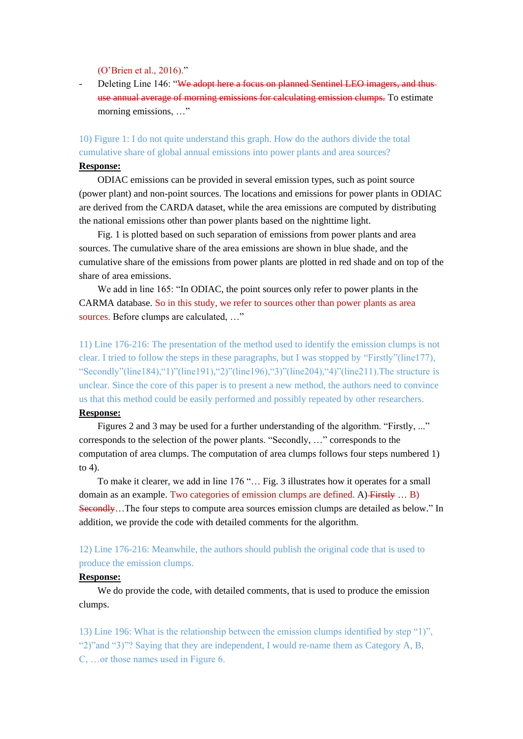(O'Brien et al., 2016)."

- Deleting Line 146: "~~We adopt here a focus on planned Sentinel LEO imagers, and thus use annual average of morning emissions for calculating emission clumps.~~ To estimate morning emissions, …"

10) Figure 1: I do not quite understand this graph. How do the authors divide the total cumulative share of global annual emissions into power plants and area sources?

**Response:**

ODIAC emissions can be provided in several emission types, such as point source (power plant) and non-point sources. The locations and emissions for power plants in ODIAC are derived from the CARDA dataset, while the area emissions are computed by distributing the national emissions other than power plants based on the nighttime light.

Fig. 1 is plotted based on such separation of emissions from power plants and area sources. The cumulative share of the area emissions are shown in blue shade, and the cumulative share of the emissions from power plants are plotted in red shade and on top of the share of area emissions.

We add in line 165: "In ODIAC, the point sources only refer to power plants in the CARMA database. So in this study, we refer to sources other than power plants as area sources. Before clumps are calculated, …"

11) Line 176-216: The presentation of the method used to identify the emission clumps is not clear. I tried to follow the steps in these paragraphs, but I was stopped by "Firstly"(line177), "Secondly"(line184),"1)"(line191),"2)"(line196),"3)"(line204),"4)"(line211).The structure is unclear. Since the core of this paper is to present a new method, the authors need to convince us that this method could be easily performed and possibly repeated by other researchers.

**Response:**

Figures 2 and 3 may be used for a further understanding of the algorithm. "Firstly, ..." corresponds to the selection of the power plants. "Secondly, …" corresponds to the computation of area clumps. The computation of area clumps follows four steps numbered 1) to 4).

To make it clearer, we add in line 176 "… Fig. 3 illustrates how it operates for a small domain as an example. Two categories of emission clumps are defined. A) ~~Firstly~~ … B) ~~Secondly~~…The four steps to compute area sources emission clumps are detailed as below." In addition, we provide the code with detailed comments for the algorithm.

12) Line 176-216: Meanwhile, the authors should publish the original code that is used to produce the emission clumps.

**Response:**

We do provide the code, with detailed comments, that is used to produce the emission clumps.

13) Line 196: What is the relationship between the emission clumps identified by step "1)", "2)"and "3)"? Saying that they are independent, I would re-name them as Category A, B, C, …or those names used in Figure 6.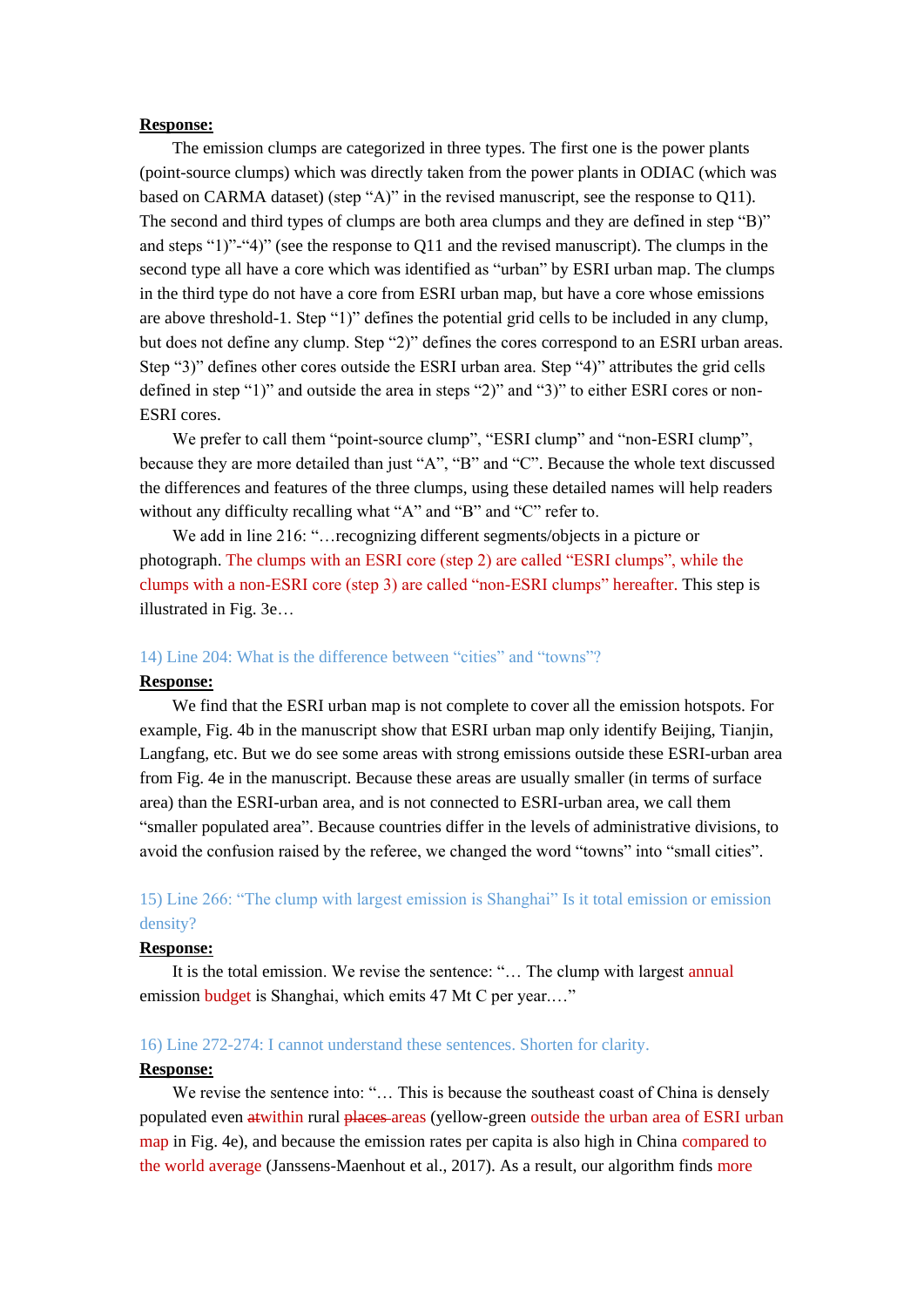**Response:**

The emission clumps are categorized in three types. The first one is the power plants (point-source clumps) which was directly taken from the power plants in ODIAC (which was based on CARMA dataset) (step "A)" in the revised manuscript, see the response to Q11). The second and third types of clumps are both area clumps and they are defined in step "B)" and steps "1)"-"4)" (see the response to Q11 and the revised manuscript). The clumps in the second type all have a core which was identified as "urban" by ESRI urban map. The clumps in the third type do not have a core from ESRI urban map, but have a core whose emissions are above threshold-1. Step "1)" defines the potential grid cells to be included in any clump, but does not define any clump. Step "2)" defines the cores correspond to an ESRI urban areas. Step "3)" defines other cores outside the ESRI urban area. Step "4)" attributes the grid cells defined in step "1)" and outside the area in steps "2)" and "3)" to either ESRI cores or non-ESRI cores.

We prefer to call them "point-source clump", "ESRI clump" and "non-ESRI clump", because they are more detailed than just "A", "B" and "C". Because the whole text discussed the differences and features of the three clumps, using these detailed names will help readers without any difficulty recalling what "A" and "B" and "C" refer to.

We add in line 216: "…recognizing different segments/objects in a picture or photograph. The clumps with an ESRI core (step 2) are called "ESRI clumps", while the clumps with a non-ESRI core (step 3) are called "non-ESRI clumps" hereafter. This step is illustrated in Fig. 3e…

14) Line 204: What is the difference between "cities" and "towns"?

**Response:**

We find that the ESRI urban map is not complete to cover all the emission hotspots. For example, Fig. 4b in the manuscript show that ESRI urban map only identify Beijing, Tianjin, Langfang, etc. But we do see some areas with strong emissions outside these ESRI-urban area from Fig. 4e in the manuscript. Because these areas are usually smaller (in terms of surface area) than the ESRI-urban area, and is not connected to ESRI-urban area, we call them "smaller populated area". Because countries differ in the levels of administrative divisions, to avoid the confusion raised by the referee, we changed the word "towns" into "small cities".

15) Line 266: "The clump with largest emission is Shanghai" Is it total emission or emission density?

**Response:**

It is the total emission. We revise the sentence: "… The clump with largest annual emission budget is Shanghai, which emits 47 Mt C per year.…"

16) Line 272-274: I cannot understand these sentences. Shorten for clarity.

**Response:**

We revise the sentence into: "… This is because the southeast coast of China is densely populated even ~~at~~within rural ~~places~~ areas (yellow-green outside the urban area of ESRI urban map in Fig. 4e), and because the emission rates per capita is also high in China compared to the world average (Janssens-Maenhout et al., 2017). As a result, our algorithm finds more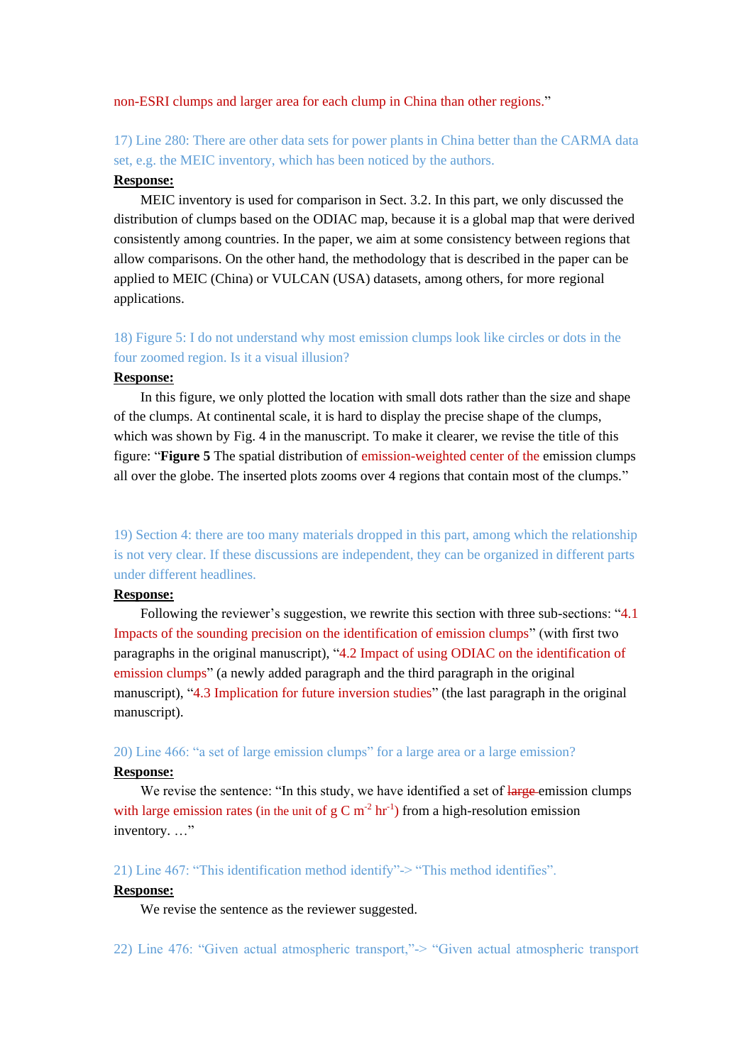non-ESRI clumps and larger area for each clump in China than other regions."

17) Line 280: There are other data sets for power plants in China better than the CARMA data set, e.g. the MEIC inventory, which has been noticed by the authors.

**Response:**

MEIC inventory is used for comparison in Sect. 3.2. In this part, we only discussed the distribution of clumps based on the ODIAC map, because it is a global map that were derived consistently among countries. In the paper, we aim at some consistency between regions that allow comparisons. On the other hand, the methodology that is described in the paper can be applied to MEIC (China) or VULCAN (USA) datasets, among others, for more regional applications.

18) Figure 5: I do not understand why most emission clumps look like circles or dots in the four zoomed region. Is it a visual illusion?

**Response:**

In this figure, we only plotted the location with small dots rather than the size and shape of the clumps. At continental scale, it is hard to display the precise shape of the clumps, which was shown by Fig. 4 in the manuscript. To make it clearer, we revise the title of this figure: "**Figure 5** The spatial distribution of emission-weighted center of the emission clumps all over the globe. The inserted plots zooms over 4 regions that contain most of the clumps."

19) Section 4: there are too many materials dropped in this part, among which the relationship is not very clear. If these discussions are independent, they can be organized in different parts under different headlines.

**Response:**

Following the reviewer's suggestion, we rewrite this section with three sub-sections: "4.1 Impacts of the sounding precision on the identification of emission clumps" (with first two paragraphs in the original manuscript), "4.2 Impact of using ODIAC on the identification of emission clumps" (a newly added paragraph and the third paragraph in the original manuscript), "4.3 Implication for future inversion studies" (the last paragraph in the original manuscript).

20) Line 466: "a set of large emission clumps" for a large area or a large emission?

**Response:**

We revise the sentence: "In this study, we have identified a set of ~~large~~ emission clumps with large emission rates (in the unit of g C $m^{-2}$ $hr^{-1}$) from a high-resolution emission inventory. …"

21) Line 467: "This identification method identify"-> "This method identifies".

**Response:**

We revise the sentence as the reviewer suggested.

22) Line 476: "Given actual atmospheric transport,"-> "Given actual atmospheric transport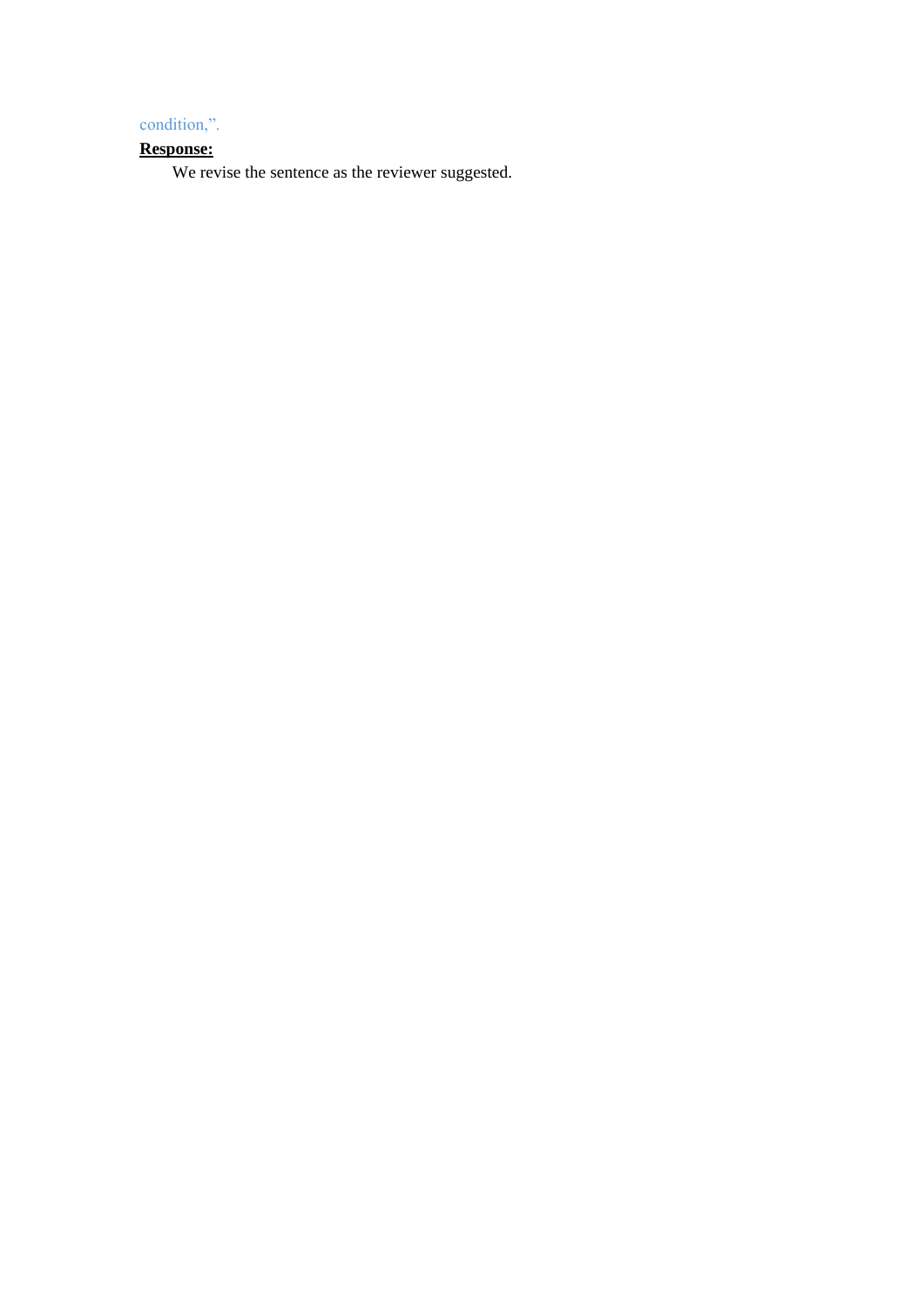condition,”.

**Response:**

We revise the sentence as the reviewer suggested.